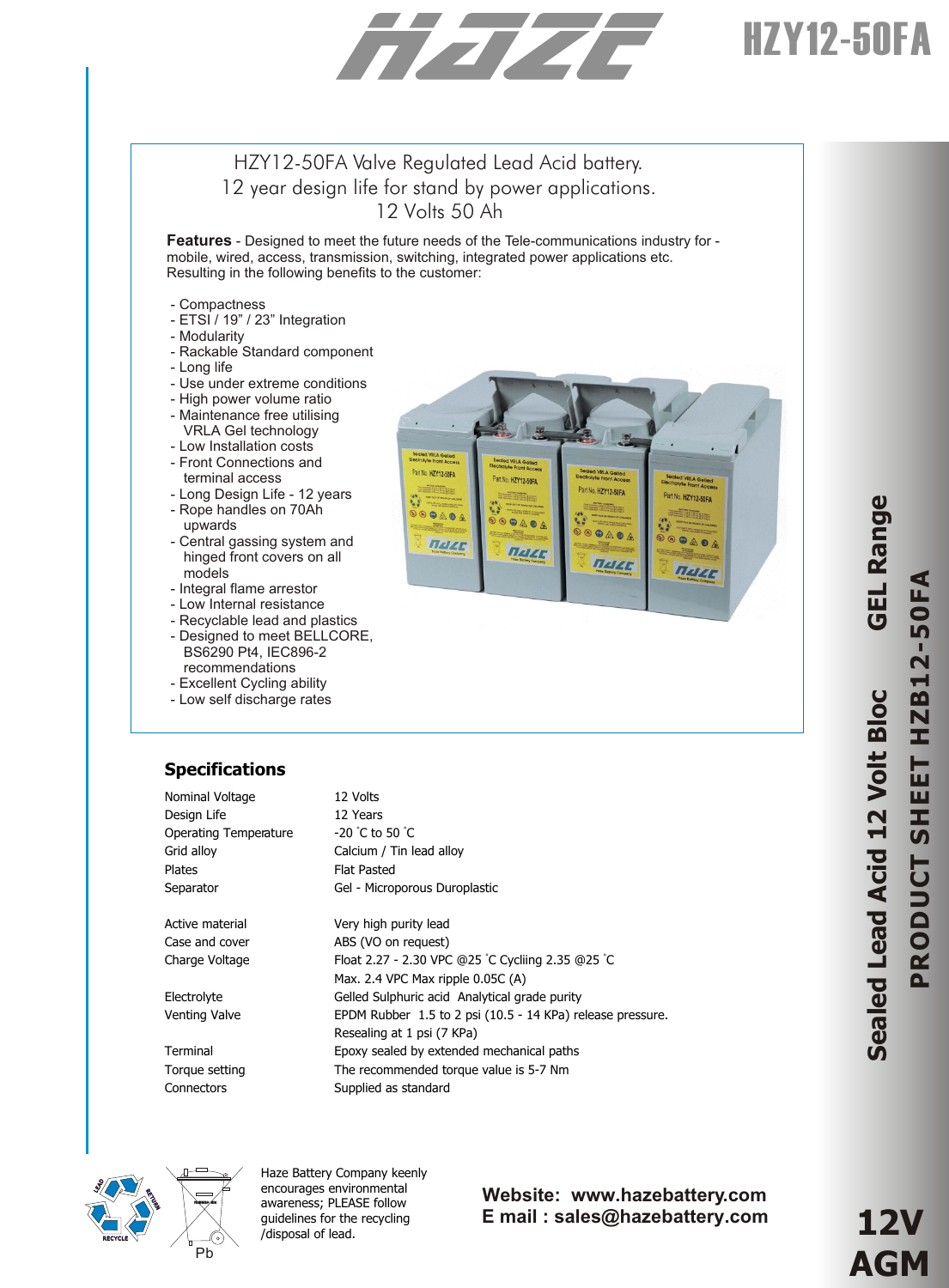# HZY12-50FA

HZY12-50FA Valve Regulated Lead Acid battery.
12 year design life for stand by power applications.
12 Volts 50 Ah

**Features** - Designed to meet the future needs of the Tele-communications industry for - mobile, wired, access, transmission, switching, integrated power applications etc. Resulting in the following benefits to the customer:

- Compactness
- ETSI / 19" / 23" Integration
- Modularity
- Rackable Standard component
- Long life
- Use under extreme conditions
- High power volume ratio
- Maintenance free utilising VRLA Gel technology
- Low Installation costs
- Front Connections and terminal access
- Long Design Life - 12 years
- Rope handles on 70Ah upwards
- Central gassing system and hinged front covers on all models
- Integral flame arrestor
- Low Internal resistance
- Recyclable lead and plastics
- Designed to meet BELLCORE, BS6290 Pt4, IEC896-2 recommendations
- Excellent Cycling ability
- Low self discharge rates

## Specifications

| | |
|---|---|
| Nominal Voltage | 12 Volts |
| Design Life | 12 Years |
| Operating Temperature | -20 °C to 50 °C |
| Grid alloy | Calcium / Tin lead alloy |
| Plates | Flat Pasted |
| Separator | Gel - Microporous Duroplastic |
| Active material | Very high purity lead |
| Case and cover | ABS (VO on request) |
| Charge Voltage | Float 2.27 - 2.30 VPC @25 °C Cycliing 2.35 @25 °C<br>Max. 2.4 VPC Max ripple 0.05C (A) |
| Electrolyte | Gelled Sulphuric acid Analytical grade purity |
| Venting Valve | EPDM Rubber 1.5 to 2 psi (10.5 - 14 KPa) release pressure.<br>Resealing at 1 psi (7 KPa) |
| Terminal | Epoxy sealed by extended mechanical paths |
| Torque setting | The recommended torque value is 5-7 Nm |
| Connectors | Supplied as standard |

Sealed Lead Acid 12 Volt Bloc GEL Range
PRODUCT SHEET HZB12-50FA

Haze Battery Company keenly encourages environmental awareness; PLEASE follow guidelines for the recycling /disposal of lead.

**Website: www.hazebattery.com**
**E mail : sales@hazebattery.com**

**12V AGM**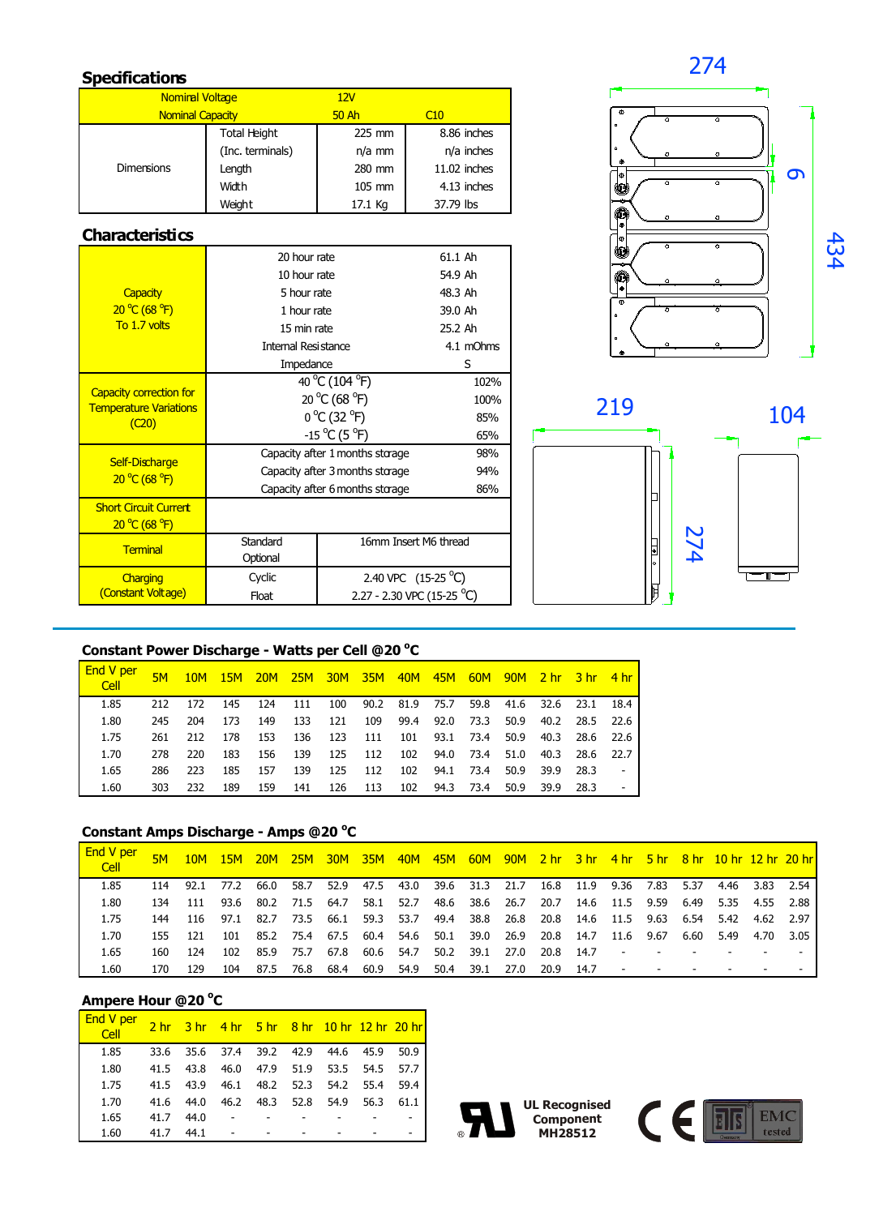## Specifications

| | | | |
|---|---|---|---|
| Nominal Voltage | | 12V | |
| Nominal Capacity | | 50 Ah | C10 |
| Dimensions | Total Height | 225 mm | 8.86 inches |
| | (Inc. terminals) | n/a mm | n/a inches |
| | Length | 280 mm | 11.02 inches |
| | Width | 105 mm | 4.13 inches |
| | Weight | 17.1 Kg | 37.79 lbs |

## Characteristics

| | | |
|---|---|---|
| Capacity 20 °C (68 °F) To 1.7 volts | 20 hour rate | 61.1 Ah |
| | 10 hour rate | 54.9 Ah |
| | 5 hour rate | 48.3 Ah |
| | 1 hour rate | 39.0 Ah |
| | 15 min rate | 25.2 Ah |
| | Internal Resistance | 4.1 mOhms |
| | Impedance | S |
| Capacity correction for Temperature Variations (C20) | 40 °C (104 °F) | 102% |
| | 20 °C (68 °F) | 100% |
| | 0 °C (32 °F) | 85% |
| | -15 °C (5 °F) | 65% |
| Self-Discharge 20 °C (68 °F) | Capacity after 1 months storage | 98% |
| | Capacity after 3 months storage | 94% |
| | Capacity after 6 months storage | 86% |
| Short Circuit Current 20 °C (68 °F) | | |
| Terminal | Standard | 16mm Insert M6 thread |
| | Optional | |
| Charging (Constant Voltage) | Cyclic | 2.40 VPC (15-25 °C) |
| | Float | 2.27 - 2.30 VPC (15-25 °C) |

274

6

434

219

104

274

## Constant Power Discharge - Watts per Cell @20 °C

| End V per Cell | 5M | 10M | 15M | 20M | 25M | 30M | 35M | 40M | 45M | 60M | 90M | 2 hr | 3 hr | 4 hr |
|---|---|---|---|---|---|---|---|---|---|---|---|---|---|---|
| 1.85 | 212 | 172 | 145 | 124 | 111 | 100 | 90.2 | 81.9 | 75.7 | 59.8 | 41.6 | 32.6 | 23.1 | 18.4 |
| 1.80 | 245 | 204 | 173 | 149 | 133 | 121 | 109 | 99.4 | 92.0 | 73.3 | 50.9 | 40.2 | 28.5 | 22.6 |
| 1.75 | 261 | 212 | 178 | 153 | 136 | 123 | 111 | 101 | 93.1 | 73.4 | 50.9 | 40.3 | 28.6 | 22.6 |
| 1.70 | 278 | 220 | 183 | 156 | 139 | 125 | 112 | 102 | 94.0 | 73.4 | 51.0 | 40.3 | 28.6 | 22.7 |
| 1.65 | 286 | 223 | 185 | 157 | 139 | 125 | 112 | 102 | 94.1 | 73.4 | 50.9 | 39.9 | 28.3 | - |
| 1.60 | 303 | 232 | 189 | 159 | 141 | 126 | 113 | 102 | 94.3 | 73.4 | 50.9 | 39.9 | 28.3 | - |

## Constant Amps Discharge - Amps @20 °C

| End V per Cell | 5M | 10M | 15M | 20M | 25M | 30M | 35M | 40M | 45M | 60M | 90M | 2 hr | 3 hr | 4 hr | 5 hr | 8 hr | 10 hr | 12 hr | 20 hr |
|---|---|---|---|---|---|---|---|---|---|---|---|---|---|---|---|---|---|---|---|
| 1.85 | 114 | 92.1 | 77.2 | 66.0 | 58.7 | 52.9 | 47.5 | 43.0 | 39.6 | 31.3 | 21.7 | 16.8 | 11.9 | 9.36 | 7.83 | 5.37 | 4.46 | 3.83 | 2.54 |
| 1.80 | 134 | 111 | 93.6 | 80.2 | 71.5 | 64.7 | 58.1 | 52.7 | 48.6 | 38.6 | 26.7 | 20.7 | 14.6 | 11.5 | 9.59 | 6.49 | 5.35 | 4.55 | 2.88 |
| 1.75 | 144 | 116 | 97.1 | 82.7 | 73.5 | 66.1 | 59.3 | 53.7 | 49.4 | 38.8 | 26.8 | 20.8 | 14.6 | 11.5 | 9.63 | 6.54 | 5.42 | 4.62 | 2.97 |
| 1.70 | 155 | 121 | 101 | 85.2 | 75.4 | 67.5 | 60.4 | 54.6 | 50.1 | 39.0 | 26.9 | 20.8 | 14.7 | 11.6 | 9.67 | 6.60 | 5.49 | 4.70 | 3.05 |
| 1.65 | 160 | 124 | 102 | 85.9 | 75.7 | 67.8 | 60.6 | 54.7 | 50.2 | 39.1 | 27.0 | 20.8 | 14.7 | - | - | - | - | - | - |
| 1.60 | 170 | 129 | 104 | 87.5 | 76.8 | 68.4 | 60.9 | 54.9 | 50.4 | 39.1 | 27.0 | 20.9 | 14.7 | - | - | - | - | - | - |

## Ampere Hour @20 °C

| End V per Cell | 2 hr | 3 hr | 4 hr | 5 hr | 8 hr | 10 hr | 12 hr | 20 hr |
|---|---|---|---|---|---|---|---|---|
| 1.85 | 33.6 | 35.6 | 37.4 | 39.2 | 42.9 | 44.6 | 45.9 | 50.9 |
| 1.80 | 41.5 | 43.8 | 46.0 | 47.9 | 51.9 | 53.5 | 54.5 | 57.7 |
| 1.75 | 41.5 | 43.9 | 46.1 | 48.2 | 52.3 | 54.2 | 55.4 | 59.4 |
| 1.70 | 41.6 | 44.0 | 46.2 | 48.3 | 52.8 | 54.9 | 56.3 | 61.1 |
| 1.65 | 41.7 | 44.0 | - | - | - | - | - | - |
| 1.60 | 41.7 | 44.1 | - | - | - | - | - | - |

UL Recognised Component MH28512

EMC tested